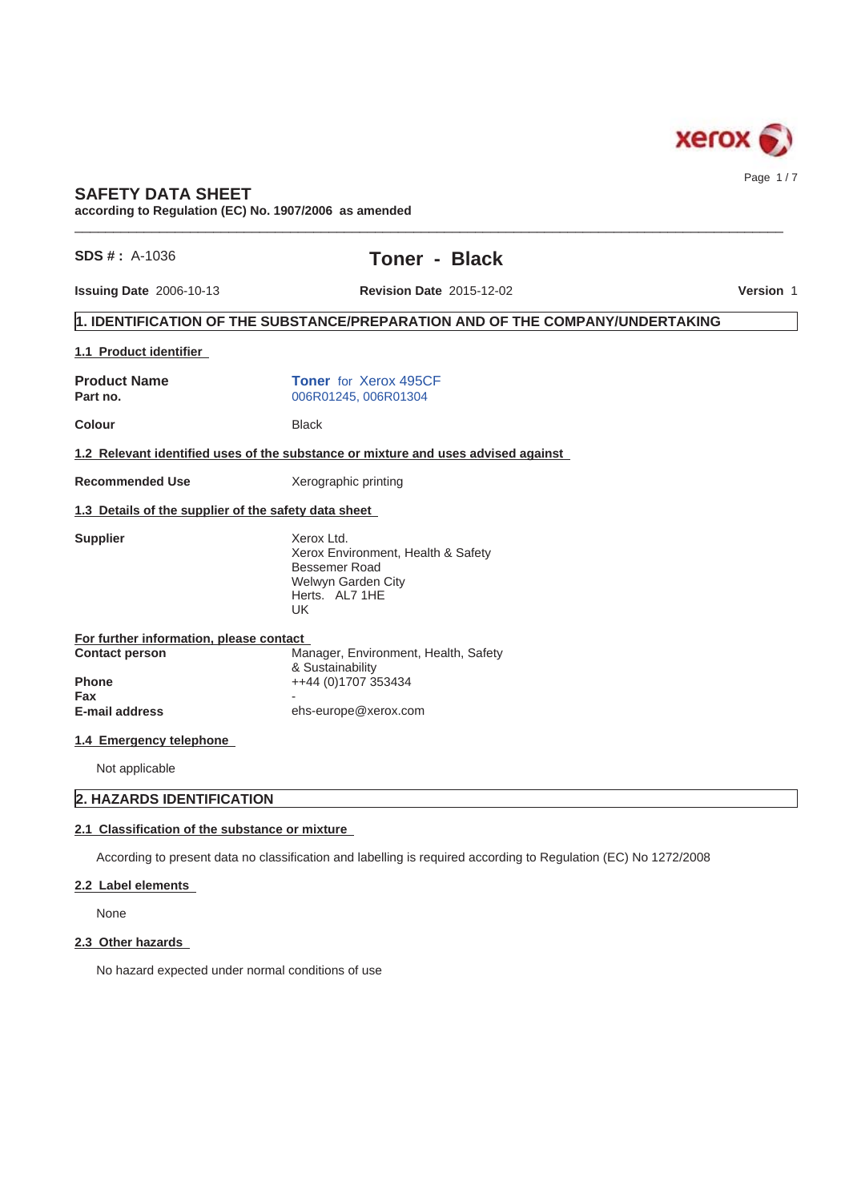# SAFETY DATA SHEET

**according to Regulation (EC) No. 1907/2006 as amended**

**SDS # :** A-1036

## Toner - Black

**Issuing Date** 2006-10-13 **Revision Date** 2015-12-02 **Version** 1

## 1. IDENTIFICATION OF THE SUBSTANCE/PREPARATION AND OF THE COMPANY/UNDERTAKING

### 1.1 Product identifier

| | |
|---|---|
| **Product Name** | **Toner** for Xerox 495CF |
| **Part no.** | 006R01245, 006R01304 |
| **Colour** | Black |

### 1.2 Relevant identified uses of the substance or mixture and uses advised against

| | |
|---|---|
| **Recommended Use** | Xerographic printing |

### 1.3 Details of the supplier of the safety data sheet

**Supplier**

Xerox Ltd.
Xerox Environment, Health & Safety
Bessemer Road
Welwyn Garden City
Herts. AL7 1HE
UK

**For further information, please contact**

| | |
|---|---|
| **Contact person** | Manager, Environment, Health, Safety & Sustainability |
| **Phone** | ++44 (0)1707 353434 |
| **Fax** | - |
| **E-mail address** | ehs-europe@xerox.com |

### 1.4 Emergency telephone

Not applicable

## 2. HAZARDS IDENTIFICATION

### 2.1 Classification of the substance or mixture

According to present data no classification and labelling is required according to Regulation (EC) No 1272/2008

### 2.2 Label elements

None

### 2.3 Other hazards

No hazard expected under normal conditions of use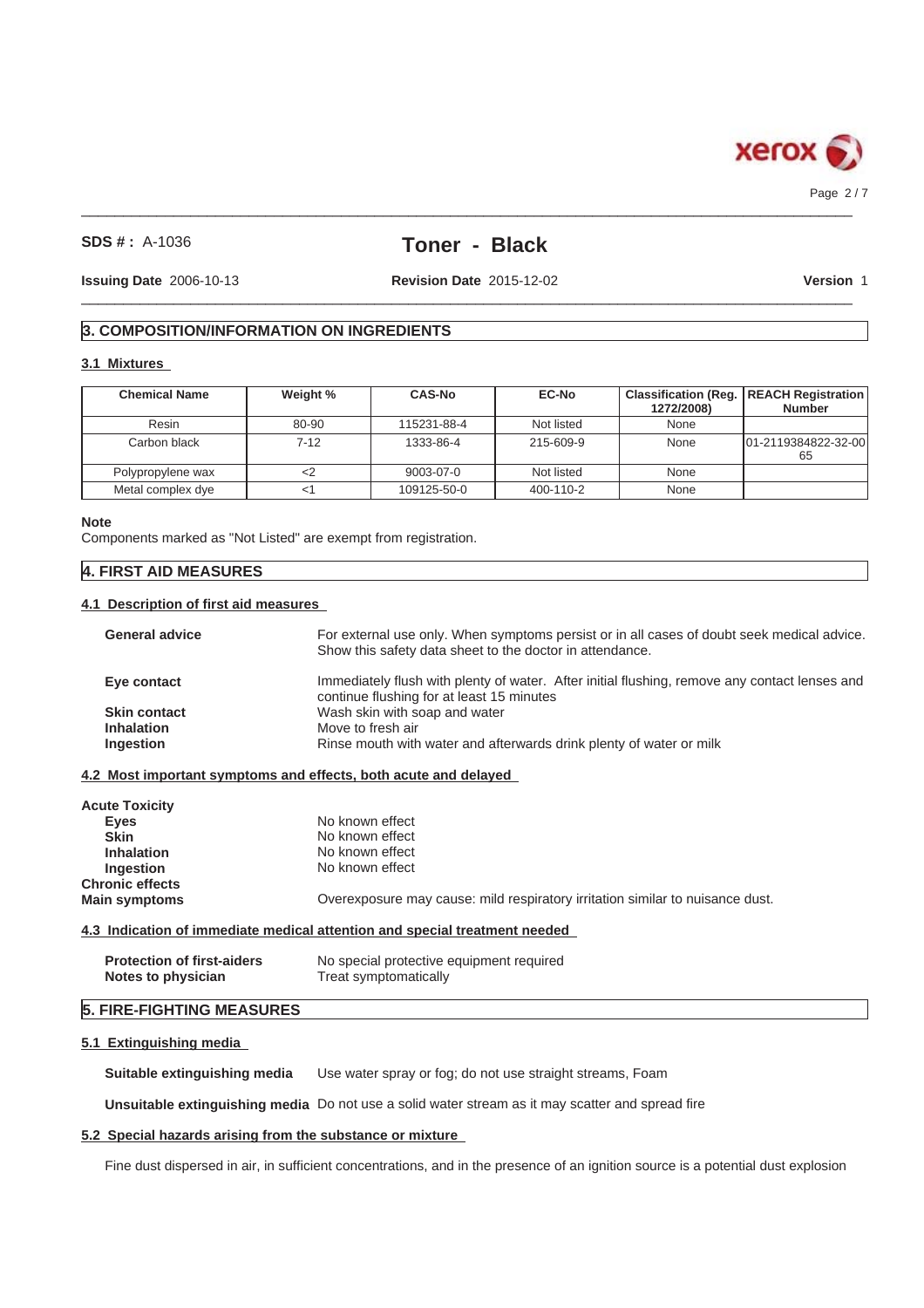## 3. COMPOSITION/INFORMATION ON INGREDIENTS

### 3.1 Mixtures

| Chemical Name | Weight % | CAS-No | EC-No | Classification (Reg. 1272/2008) | REACH Registration Number |
|---|---|---|---|---|---|
| Resin | 80-90 | 115231-88-4 | Not listed | None | |
| Carbon black | 7-12 | 1333-86-4 | 215-609-9 | None | 01-2119384822-32-0065 |
| Polypropylene wax | <2 | 9003-07-0 | Not listed | None | |
| Metal complex dye | <1 | 109125-50-0 | 400-110-2 | None | |

**Note**

Components marked as "Not Listed" are exempt from registration.

## 4. FIRST AID MEASURES

### 4.1 Description of first aid measures

**General advice** For external use only. When symptoms persist or in all cases of doubt seek medical advice. Show this safety data sheet to the doctor in attendance.

**Eye contact** Immediately flush with plenty of water. After initial flushing, remove any contact lenses and continue flushing for at least 15 minutes

**Skin contact** Wash skin with soap and water

**Inhalation** Move to fresh air

**Ingestion** Rinse mouth with water and afterwards drink plenty of water or milk

### 4.2 Most important symptoms and effects, both acute and delayed

**Acute Toxicity**

**Eyes** No known effect

**Skin** No known effect

**Inhalation** No known effect

**Ingestion** No known effect

**Chronic effects**

**Main symptoms** Overexposure may cause: mild respiratory irritation similar to nuisance dust.

### 4.3 Indication of immediate medical attention and special treatment needed

**Protection of first-aiders** No special protective equipment required

**Notes to physician** Treat symptomatically

## 5. FIRE-FIGHTING MEASURES

### 5.1 Extinguishing media

**Suitable extinguishing media** Use water spray or fog; do not use straight streams, Foam

**Unsuitable extinguishing media** Do not use a solid water stream as it may scatter and spread fire

### 5.2 Special hazards arising from the substance or mixture

Fine dust dispersed in air, in sufficient concentrations, and in the presence of an ignition source is a potential dust explosion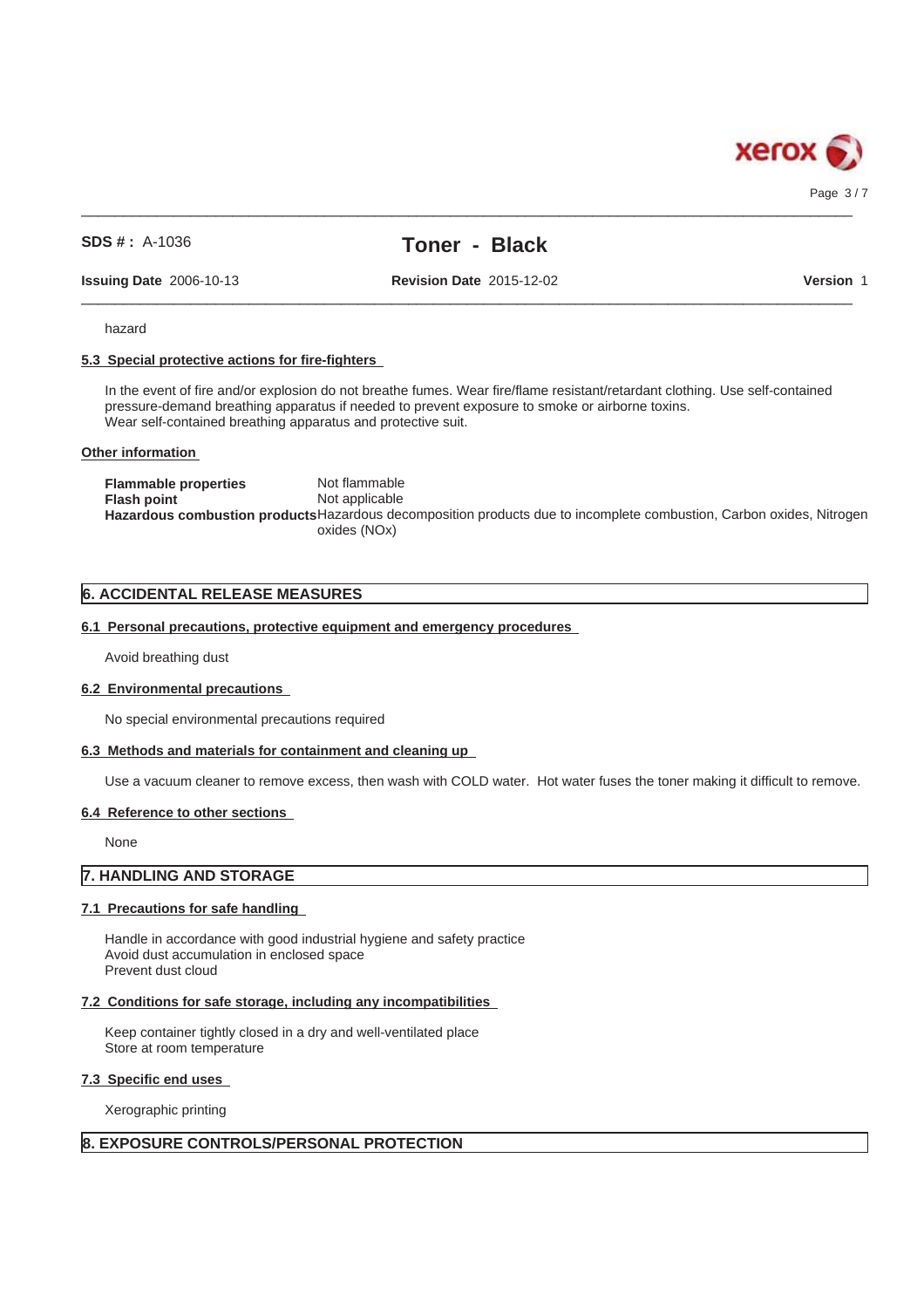hazard

### 5.3 Special protective actions for fire-fighters

In the event of fire and/or explosion do not breathe fumes. Wear fire/flame resistant/retardant clothing. Use self-contained pressure-demand breathing apparatus if needed to prevent exposure to smoke or airborne toxins.
Wear self-contained breathing apparatus and protective suit.

### Other information

| | |
|---|---|
| **Flammable properties** | Not flammable |
| **Flash point** | Not applicable |
| **Hazardous combustion products** | Hazardous decomposition products due to incomplete combustion, Carbon oxides, Nitrogen oxides (NOx) |

## 6. ACCIDENTAL RELEASE MEASURES

### 6.1 Personal precautions, protective equipment and emergency procedures

Avoid breathing dust

### 6.2 Environmental precautions

No special environmental precautions required

### 6.3 Methods and materials for containment and cleaning up

Use a vacuum cleaner to remove excess, then wash with COLD water. Hot water fuses the toner making it difficult to remove.

### 6.4 Reference to other sections

None

## 7. HANDLING AND STORAGE

### 7.1 Precautions for safe handling

Handle in accordance with good industrial hygiene and safety practice
Avoid dust accumulation in enclosed space
Prevent dust cloud

### 7.2 Conditions for safe storage, including any incompatibilities

Keep container tightly closed in a dry and well-ventilated place
Store at room temperature

### 7.3 Specific end uses

Xerographic printing

## 8. EXPOSURE CONTROLS/PERSONAL PROTECTION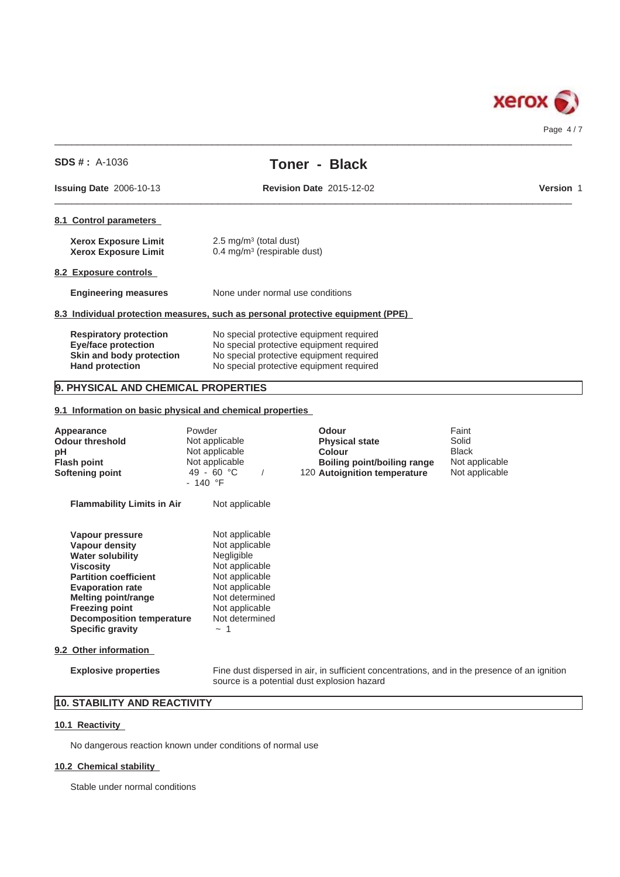**SDS # :** A-1036

# Toner - Black

**Issuing Date** 2006-10-13 **Revision Date** 2015-12-02 **Version** 1

### 8.1 Control parameters

| | |
|---|---|
| **Xerox Exposure Limit** | 2.5 mg/m³ (total dust) |
| **Xerox Exposure Limit** | 0.4 mg/m³ (respirable dust) |

### 8.2 Exposure controls

| | |
|---|---|
| **Engineering measures** | None under normal use conditions |

### 8.3 Individual protection measures, such as personal protective equipment (PPE)

| | |
|---|---|
| **Respiratory protection** | No special protective equipment required |
| **Eye/face protection** | No special protective equipment required |
| **Skin and body protection** | No special protective equipment required |
| **Hand protection** | No special protective equipment required |

## 9. PHYSICAL AND CHEMICAL PROPERTIES

### 9.1 Information on basic physical and chemical properties

| | | | |
|---|---|---|---|
| **Appearance** | Powder | **Odour** | Faint |
| **Odour threshold** | Not applicable | **Physical state** | Solid |
| **pH** | Not applicable | **Colour** | Black |
| **Flash point** | Not applicable | **Boiling point/boiling range** | Not applicable |
| **Softening point** | 49 - 60 °C / 120 - 140 °F | **Autoignition temperature** | Not applicable |

| | |
|---|---|
| **Flammability Limits in Air** | Not applicable |

| | |
|---|---|
| **Vapour pressure** | Not applicable |
| **Vapour density** | Not applicable |
| **Water solubility** | Negligible |
| **Viscosity** | Not applicable |
| **Partition coefficient** | Not applicable |
| **Evaporation rate** | Not applicable |
| **Melting point/range** | Not determined |
| **Freezing point** | Not applicable |
| **Decomposition temperature** | Not determined |
| **Specific gravity** | ~ 1 |

### 9.2 Other information

| | |
|---|---|
| **Explosive properties** | Fine dust dispersed in air, in sufficient concentrations, and in the presence of an ignition source is a potential dust explosion hazard |

## 10. STABILITY AND REACTIVITY

### 10.1 Reactivity

No dangerous reaction known under conditions of normal use

### 10.2 Chemical stability

Stable under normal conditions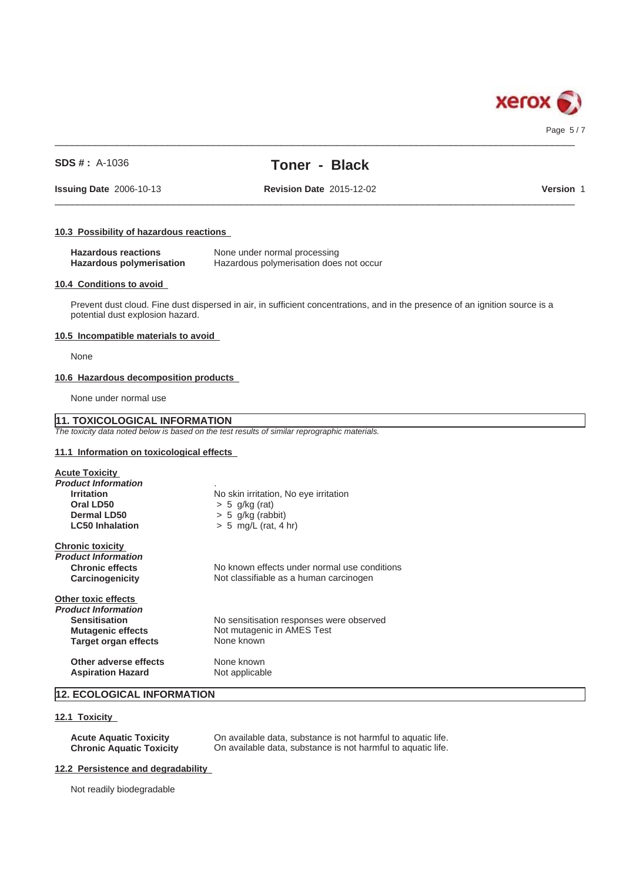### 10.3 Possibility of hazardous reactions

| | |
|---|---|
| **Hazardous reactions** | None under normal processing |
| **Hazardous polymerisation** | Hazardous polymerisation does not occur |

### 10.4 Conditions to avoid

Prevent dust cloud. Fine dust dispersed in air, in sufficient concentrations, and in the presence of an ignition source is a potential dust explosion hazard.

### 10.5 Incompatible materials to avoid

None

### 10.6 Hazardous decomposition products

None under normal use

## 11. TOXICOLOGICAL INFORMATION

*The toxicity data noted below is based on the test results of similar reprographic materials.*

### 11.1 Information on toxicological effects

**Acute Toxicity**

***Product Information***

| | |
|---|---|
| **Irritation** | No skin irritation, No eye irritation |
| **Oral LD50** | > 5 g/kg (rat) |
| **Dermal LD50** | > 5 g/kg (rabbit) |
| **LC50 Inhalation** | > 5 mg/L (rat, 4 hr) |

**Chronic toxicity**

***Product Information***

| | |
|---|---|
| **Chronic effects** | No known effects under normal use conditions |
| **Carcinogenicity** | Not classifiable as a human carcinogen |

**Other toxic effects**

***Product Information***

| | |
|---|---|
| **Sensitisation** | No sensitisation responses were observed |
| **Mutagenic effects** | Not mutagenic in AMES Test |
| **Target organ effects** | None known |
| **Other adverse effects** | None known |
| **Aspiration Hazard** | Not applicable |

## 12. ECOLOGICAL INFORMATION

### 12.1 Toxicity

| | |
|---|---|
| **Acute Aquatic Toxicity** | On available data, substance is not harmful to aquatic life. |
| **Chronic Aquatic Toxicity** | On available data, substance is not harmful to aquatic life. |

### 12.2 Persistence and degradability

Not readily biodegradable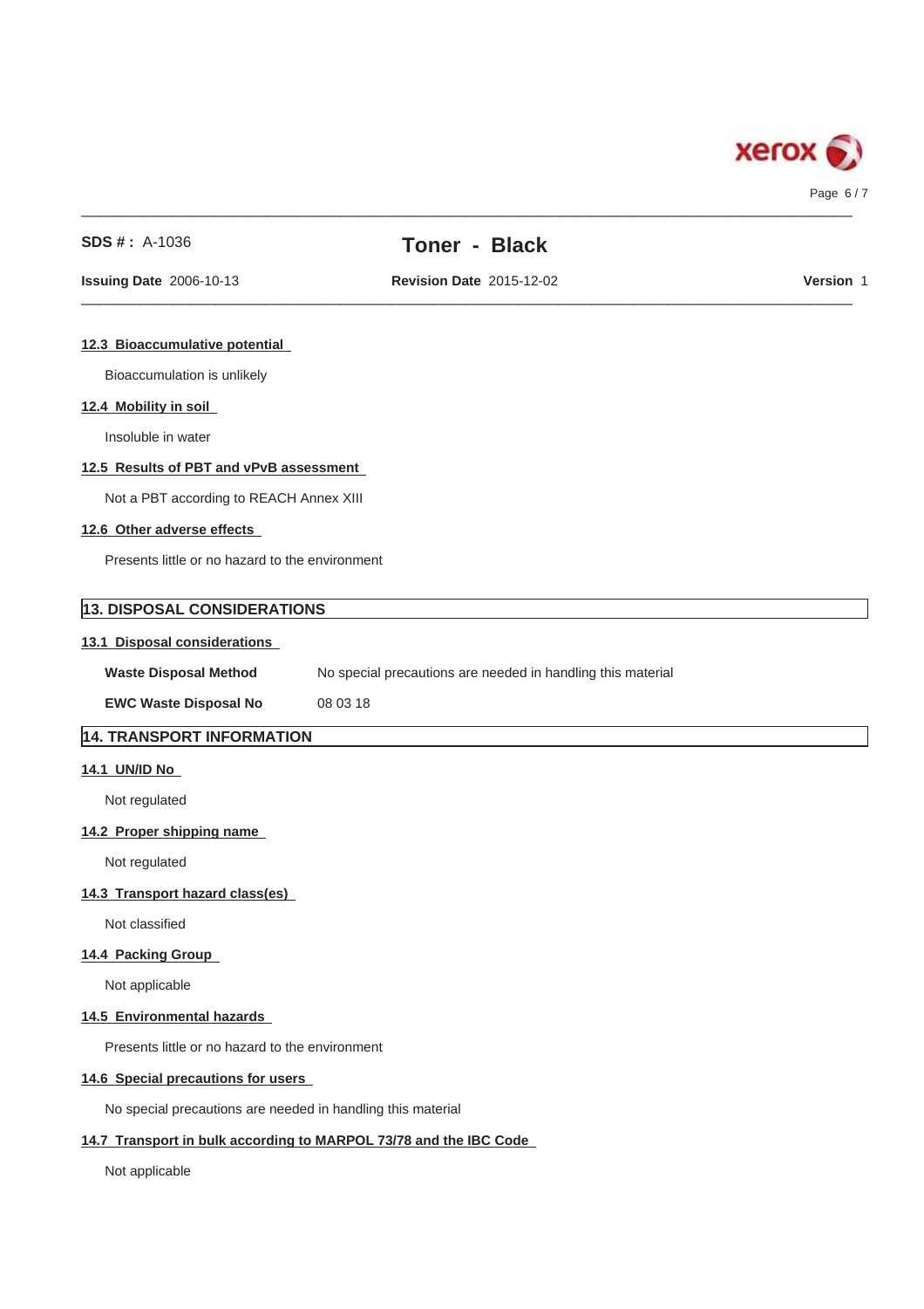### 12.3 Bioaccumulative potential

Bioaccumulation is unlikely

### 12.4 Mobility in soil

Insoluble in water

### 12.5 Results of PBT and vPvB assessment

Not a PBT according to REACH Annex XIII

### 12.6 Other adverse effects

Presents little or no hazard to the environment

## 13. DISPOSAL CONSIDERATIONS

### 13.1 Disposal considerations

| | |
|---|---|
| **Waste Disposal Method** | No special precautions are needed in handling this material |
| **EWC Waste Disposal No** | 08 03 18 |

## 14. TRANSPORT INFORMATION

### 14.1 UN/ID No

Not regulated

### 14.2 Proper shipping name

Not regulated

### 14.3 Transport hazard class(es)

Not classified

### 14.4 Packing Group

Not applicable

### 14.5 Environmental hazards

Presents little or no hazard to the environment

### 14.6 Special precautions for users

No special precautions are needed in handling this material

### 14.7 Transport in bulk according to MARPOL 73/78 and the IBC Code

Not applicable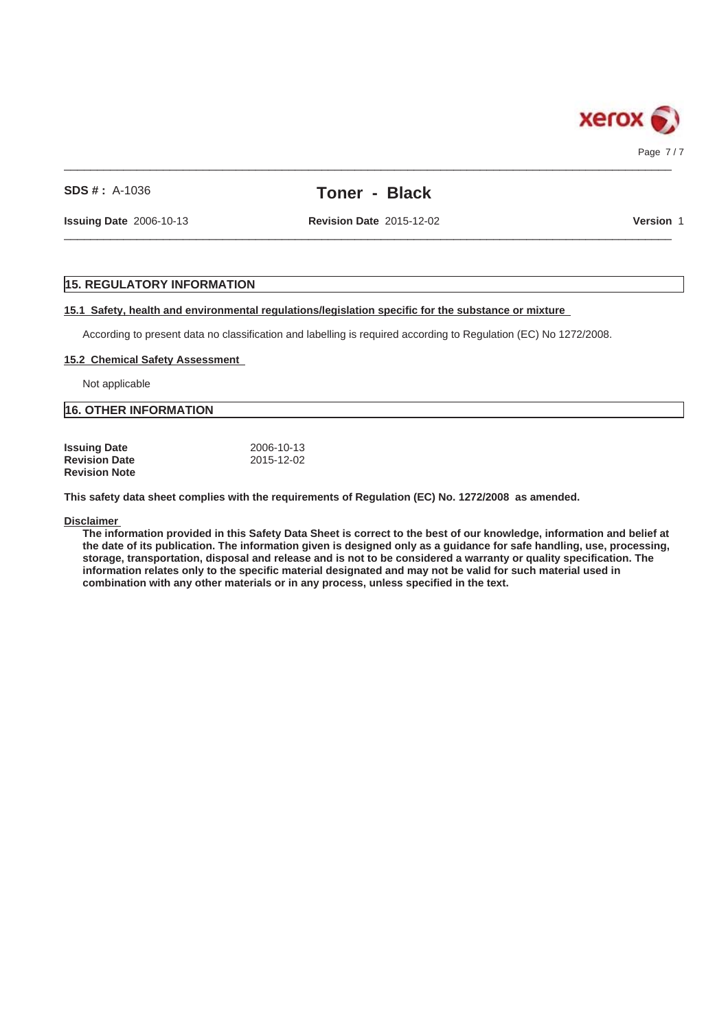## 15. REGULATORY INFORMATION

### 15.1 Safety, health and environmental regulations/legislation specific for the substance or mixture

According to present data no classification and labelling is required according to Regulation (EC) No 1272/2008.

### 15.2 Chemical Safety Assessment

Not applicable

## 16. OTHER INFORMATION

| | |
|---|---|
| **Issuing Date** | 2006-10-13 |
| **Revision Date** | 2015-12-02 |
| **Revision Note** | |

**This safety data sheet complies with the requirements of Regulation (EC) No. 1272/2008 as amended.**

**Disclaimer**

**The information provided in this Safety Data Sheet is correct to the best of our knowledge, information and belief at the date of its publication. The information given is designed only as a guidance for safe handling, use, processing, storage, transportation, disposal and release and is not to be considered a warranty or quality specification. The information relates only to the specific material designated and may not be valid for such material used in combination with any other materials or in any process, unless specified in the text.**